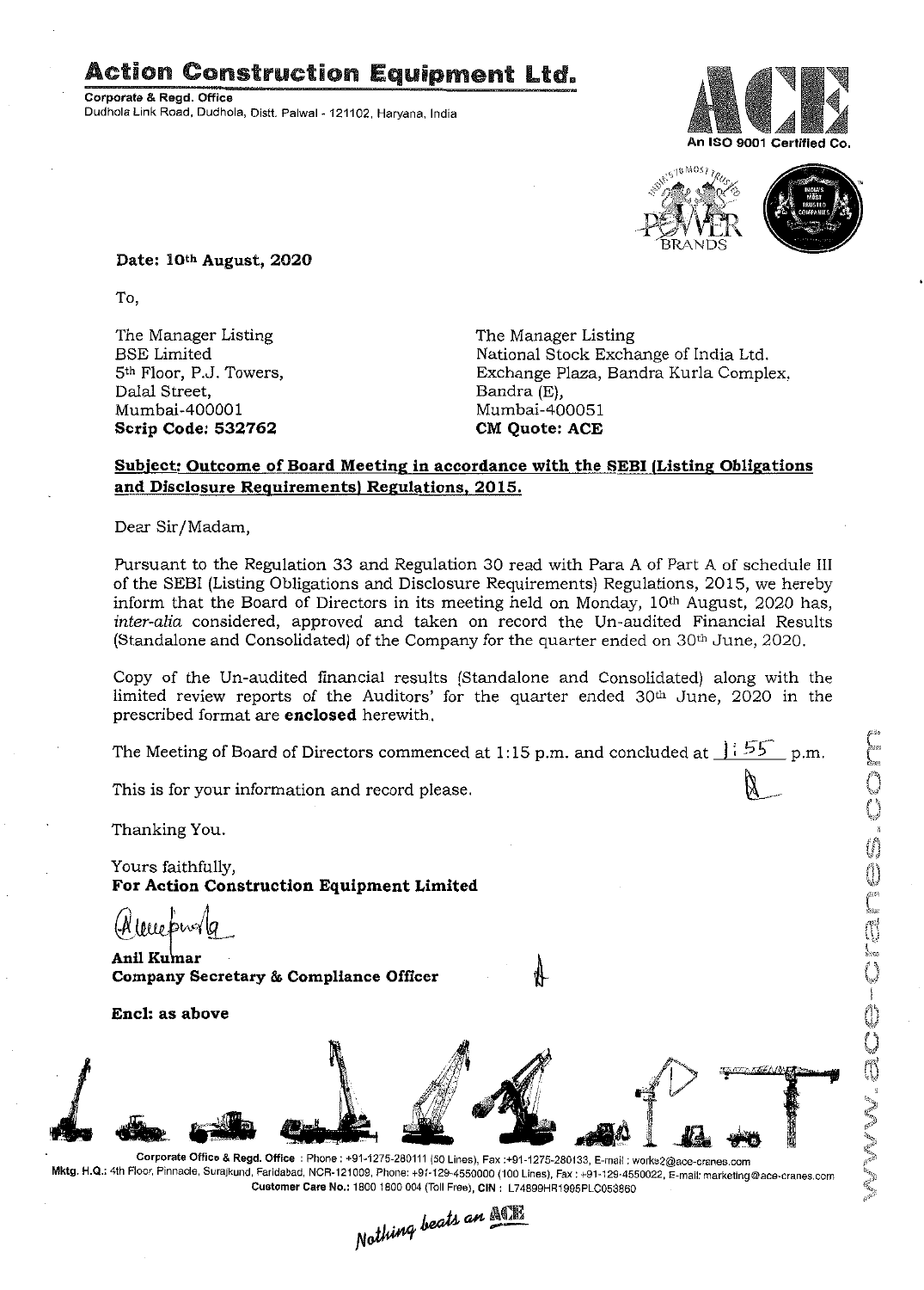# Action Construction Equipment Ltd.

**Corporate & Regd. Office**
Dudhola Link Road, Dudhola, Distt. Palwal - 121102, Haryana, India

An ISO 9001 Certified Co.

**Date: 10th August, 2020**

To,

The Manager Listing
BSE Limited
5th Floor, P.J. Towers,
Dalal Street,
Mumbai-400001
**Scrip Code: 532762**

The Manager Listing
National Stock Exchange of India Ltd.
Exchange Plaza, Bandra Kurla Complex,
Bandra (E),
Mumbai-400051
**CM Quote: ACE**

**Subject: Outcome of Board Meeting in accordance with the SEBI (Listing Obligations and Disclosure Requirements) Regulations, 2015.**

Dear Sir/Madam,

Pursuant to the Regulation 33 and Regulation 30 read with Para A of Part A of schedule III of the SEBI (Listing Obligations and Disclosure Requirements) Regulations, 2015, we hereby inform that the Board of Directors in its meeting held on Monday, 10th August, 2020 has, *inter-alia* considered, approved and taken on record the Un-audited Financial Results (Standalone and Consolidated) of the Company for the quarter ended on 30th June, 2020.

Copy of the Un-audited financial results (Standalone and Consolidated) along with the limited review reports of the Auditors' for the quarter ended 30th June, 2020 in the prescribed format are **enclosed** herewith.

The Meeting of Board of Directors commenced at 1:15 p.m. and concluded at 1:55 p.m.

This is for your information and record please.

Thanking You.

Yours faithfully,
**For Action Construction Equipment Limited**

**Anil Kumar**
**Company Secretary & Compliance Officer**

**Encl: as above**

Corporate Office & Regd. Office : Phone : +91-1275-280111 (50 Lines), Fax :+91-1275-280133, E-mail : works2@ace-cranes.com
Mktg. H.Q.: 4th Floor, Pinnacle, Surajkund, Faridabad, NCR-121009, Phone: +91-129-4550000 (100 Lines), Fax : +91-129-4550022, E-mail: marketing@ace-cranes.com
Customer Care No.: 1800 1800 004 (Toll Free), CIN : L74899HR1995PLC053860

*Nothing beats an ACE*

www.ace-cranes.com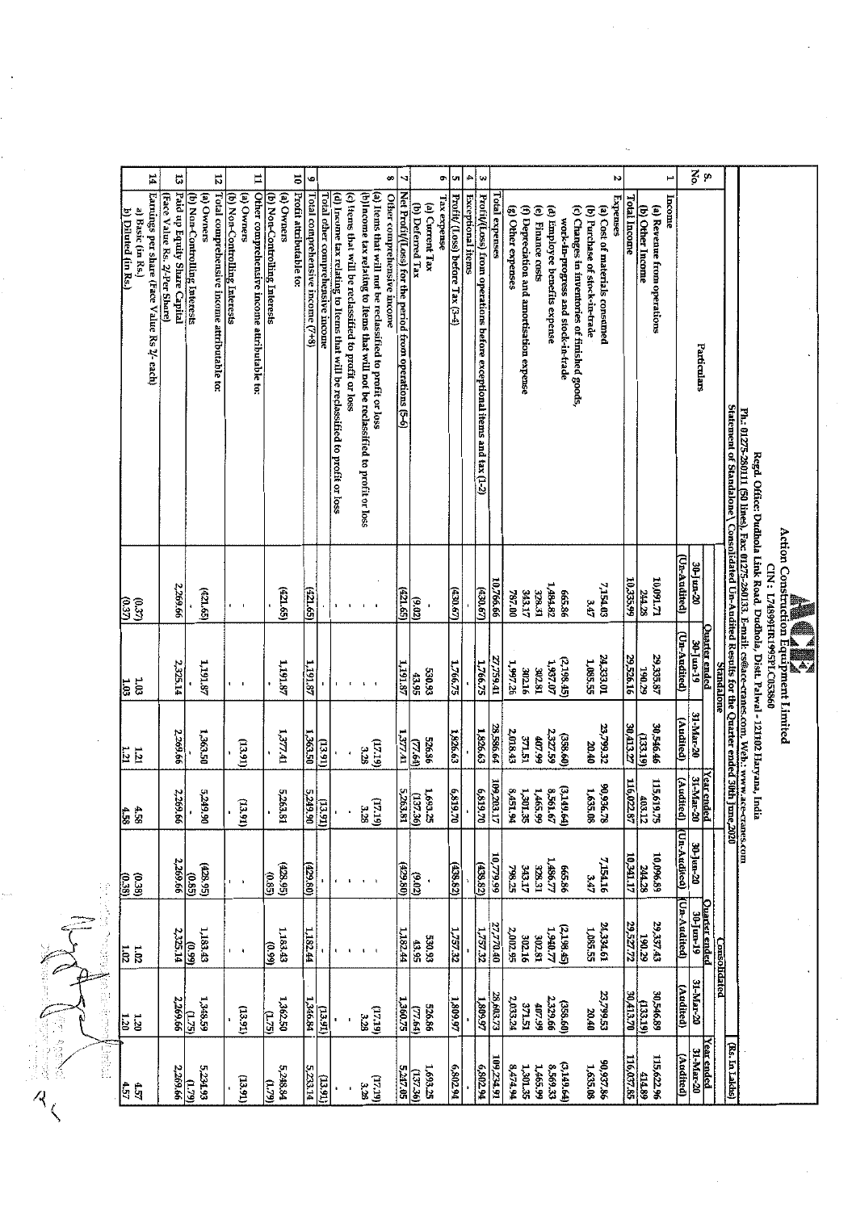# Action Construction Equipment Limited

CIN : L74899HR1995PLC053860

Regd. Office: Dudhola Link Road, Dudhola, Distt. Palwal - 121102 Haryana, India

Ph: 01275-280111 (50 lines), Fax: 01275-280133, E-mail: cs@ace-cranes.com, Web: www.ace-cranes.com

## Statement of Standalone/ Consolidated Un-Audited Results for the Quarter ended 30th June,2020

(Rs. In Lakhs)

| S. No. | Particulars | Standalone | | | | Consolidated | | | |
|---|---|---|---|---|---|---|---|---|---|
| | | Quarter ended | | | Year ended | Quarter ended | | | Year ended |
| | | 30-Jun-20 | 30-Jun-19 | 31-Mar-20 | 31-Mar-20 | 30-Jun-20 | 30-Jun-19 | 31-Mar-20 | 31-Mar-20 |
| | | (Un-Audited) | (Un-Audited) | (Audited) | (Audited) | (Un-Audited) | (Un-Audited) | (Audited) | (Audited) |
| 1 | **Income** | | | | | | | | |
| | (a) Revenue from operations | 10,091.71 | 29,335.87 | 30,546.46 | 115,619.75 | 10,096.89 | 29,337.43 | 30,546.89 | 115,622.96 |
| | (b) Other Income | 244.28 | 190.29 | (133.19) | 403.12 | 244.28 | 190.29 | (133.19) | 414.89 |
| | **Total Income** | 10,335.99 | 29,526.16 | 30,413.27 | 116,022.87 | 10,341.17 | 29,527.72 | 30,413.70 | 116,037.85 |
| 2 | **Expenses** | | | | | | | | |
| | (a) Cost of materials consumed | 7,154.03 | 24,333.01 | 23,799.32 | 90,936.78 | 7,154.16 | 24,334.61 | 23,799.53 | 90,937.86 |
| | (b) Purchase of stock-in-trade | 3.47 | 1,085.55 | 20.40 | 1,635.08 | 3.47 | 1,085.55 | 20.40 | 1,635.08 |
| | (c) Changes in inventories of finished goods, work-in-progress and stock-in-trade | 665.86 | (2,198.45) | (358.60) | (3,149.64) | 665.86 | (2,198.45) | (358.60) | (3,149.64) |
| | (d) Employee benefits expense | 1,484.82 | 1,937.07 | 2,327.59 | 8,561.67 | 1,486.77 | 1,940.77 | 2,329.66 | 8,569.33 |
| | (e) Finance costs | 328.31 | 302.81 | 407.99 | 1,465.99 | 328.31 | 302.81 | 407.99 | 1,465.99 |
| | (f) Depreciation and amortisation expense | 343.17 | 302.16 | 371.51 | 1,301.35 | 343.17 | 302.16 | 371.51 | 1,301.35 |
| | (g) Other expenses | 787.00 | 1,997.26 | 2,018.43 | 8,451.94 | 798.25 | 2,002.95 | 2,033.24 | 8,474.94 |
| | **Total expenses** | 10,766.66 | 27,759.41 | 28,586.64 | 109,203.17 | 10,779.99 | 27,770.40 | 28,603.73 | 109,234.91 |
| 3 | Profit/(Loss) from operations before exceptional items and tax (1-2) | (430.67) | 1,766.75 | 1,826.63 | 6,819.70 | (438.82) | 1,757.32 | 1,809.97 | 6,802.94 |
| 4 | Exceptional items | - | - | - | - | - | - | - | - |
| 5 | Profit/ (Loss) before Tax (3-4) | (430.67) | 1,766.75 | 1,826.63 | 6,819.70 | (438.82) | 1,757.32 | 1,809.97 | 6,802.94 |
| 6 | Tax expense | | | | | | | | |
| | (a) Current Tax | - | 530.93 | 526.86 | 1,693.25 | - | 530.93 | 526.86 | 1,693.25 |
| | (b) Deferred Tax | (9.02) | 43.95 | (77.64) | (137.36) | (9.02) | 43.95 | (77.64) | (137.36) |
| 7 | Net Profit/(Loss) for the period from operations (5-6) | (421.65) | 1,191.87 | 1,377.41 | 5,263.81 | (429.80) | 1,182.44 | 1,360.75 | 5,247.05 |
| 8 | Other comprehensive income | | | | | | | | |
| | (a) Items that will not be reclassified to profit or loss | - | - | (17.19) | (17.19) | - | - | (17.19) | (17.19) |
| | (b) Income tax relating to items that will not be reclassified to profit or loss | - | - | 3.28 | 3.28 | - | - | 3.28 | 3.28 |
| | (c) Items that will be reclassified to profit or loss | - | - | - | - | - | - | - | - |
| | (d) Income tax relating to items that will be reclassified to profit or loss | - | - | - | - | - | - | - | - |
| | Total other comprehensive income | - | - | (13.91) | (13.91) | - | - | (13.91) | (13.91) |
| 9 | Total comprehensive income (7+8) | (421.65) | 1,191.87 | 1,363.50 | 5,249.90 | (429.80) | 1,182.44 | 1,346.84 | 5,233.14 |
| 10 | Profit attributable to: | | | | | | | | |
| | (a) Owners | (421.65) | 1,191.87 | 1,377.41 | 5,263.81 | (428.95) | 1,183.43 | 1,362.50 | 5,248.84 |
| | (b) Non-Controlling Interests | - | - | - | - | (0.85) | (0.99) | (1.75) | (1.79) |
| 11 | Other comprehensive income attributable to: | | | | | | | | |
| | (a) Owners | - | - | (13.91) | (13.91) | - | - | (13.91) | (13.91) |
| | (b) Non-Controlling Interests | - | - | - | - | - | - | - | - |
| 12 | Total comprehensive income attributable to: | | | | | | | | |
| | (a) Owners | (421.65) | 1,191.87 | 1,363.50 | 5,249.90 | (428.95) | 1,183.43 | 1,348.59 | 5,234.93 |
| | (b) Non-Controlling Interests | - | - | - | - | (0.85) | (0.99) | (1.75) | (1.79) |
| 13 | Paid up Equity Share Capital (Face Value Rs. 2/-Per Share) | 2,269.66 | 2,325.14 | 2,269.66 | 2,269.66 | 2,269.66 | 2,325.14 | 2,269.66 | 2,269.66 |
| 14 | Earnings per share (Face Value Rs 2/- each) | | | | | | | | |
| | a) Basic (in Rs.) | (0.37) | 1.03 | 1.21 | 4.58 | (0.39) | 1.02 | 1.20 | 4.57 |
| | b) Diluted (in Rs.) | (0.37) | 1.03 | 1.21 | 4.58 | (0.39) | 1.02 | 1.20 | 4.57 |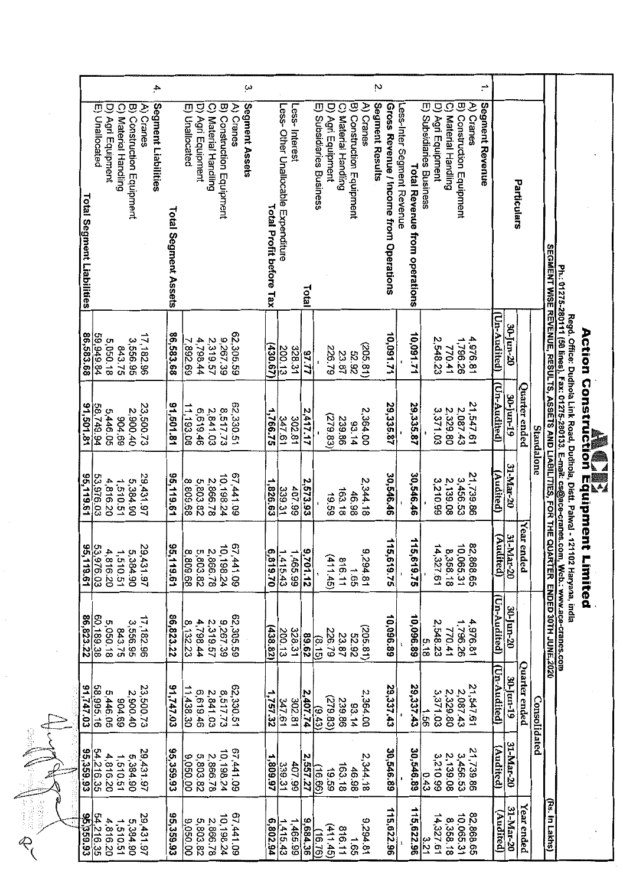# Action Construction Equipment Limited

Regd. Office: Dudhola Link Road, Dudhola, Distt. Palwal - 121102 Haryana, India

Ph.: 01275-280111 (50 lines), Fax: 01275-280133, E-mail: cs@ace-cranes.com, Web.: www.ace-cranes.com

SEGMENT WISE REVENUE, RESULTS, ASSETS AND LIABILITIES, FOR THE QUARTER ENDED 30TH JUNE,2020

(Rs. In Lakhs)

| | Particulars | Standalone | | | | Consolidated | | | |
|---|---|---|---|---|---|---|---|---|---|
| | | Quarter ended | | | Year ended | Quarter ended | | | Year ended |
| | | 30-Jun-20 | 30-Jun-19 | 31-Mar-20 | 31-Mar-20 | 30-Jun-20 | 30-Jun-19 | 31-Mar-20 | 31-Mar-20 |
| | | (Un-Audited) | (Un-Audited) | (Audited) | (Audited) | (Un-Audited) | (Un-Audited) | (Audited) | (Audited) |
| 1. | **Segment Revenue** | | | | | | | | |
| | A) Cranes | 4,976.81 | 21,547.61 | 21,739.86 | 82,868.65 | 4,976.81 | 21,547.61 | 21,739.86 | 82,868.65 |
| | B) Construction Equipment | 1,796.26 | 2,087.43 | 3,456.53 | 10,065.31 | 1,796.26 | 2,087.43 | 3,456.53 | 10,065.31 |
| | C) Material Handling | 770.41 | 2,329.80 | 2,139.08 | 8,358.18 | 770.41 | 2,329.80 | 2,139.08 | 8,358.18 |
| | D) Agri Equipment | 2,548.23 | 3,371.03 | 3,210.99 | 14,327.61 | 2,548.23 | 3,371.03 | 3,210.99 | 14,327.61 |
| | E) Subsidiaries Business | - | - | - | - | 5.18 | 1.56 | 0.43 | 3.21 |
| | **Total Revenue from operations** | 10,091.71 | 29,335.87 | 30,546.46 | 115,619.75 | 10,096.89 | 29,337.43 | 30,546.89 | 115,622.96 |
| | Less-Inter Segment Revenue | - | - | - | - | - | - | - | - |
| | **Gross Revenue / Income from Operations** | **10,091.71** | **29,335.87** | **30,546.46** | **115,619.75** | **10,096.89** | **29,337.43** | **30,546.89** | **115,622.96** |
| 2. | **Segment Results** | | | | | | | | |
| | A) Cranes | (205.81) | 2,364.00 | 2,344.18 | 9,294.81 | (205.81) | 2,364.00 | 2,344.18 | 9,294.81 |
| | B) Construction Equipment | 52.92 | 93.14 | 46.98 | 1.65 | 52.92 | 93.14 | 46.98 | 1.65 |
| | C) Material Handling | 23.87 | 239.86 | 163.18 | 816.11 | 23.87 | 239.86 | 163.18 | 816.11 |
| | D) Agri Equipment | 226.79 | (279.83) | 19.59 | (411.45) | 226.79 | (279.83) | 19.59 | (411.45) |
| | E) Subsidiaries Business | - | - | - | - | (8.15) | (9.43) | (16.66) | (16.76) |
| | **Total** | 97.77 | 2,417.17 | 2,573.93 | 9,701.12 | 89.62 | 2,407.74 | 2,557.27 | 9,684.36 |
| | Less- Interest | 328.31 | 302.81 | 407.99 | 1,465.99 | 328.31 | 302.81 | 407.99 | 1,465.99 |
| | Less- Other Unallocable Expenditure | 200.13 | 347.61 | 339.31 | 1,415.43 | 200.13 | 347.61 | 339.31 | 1,415.43 |
| | **Total Profit before Tax** | (430.67) | 1,766.75 | 1,826.63 | 6,819.70 | (438.82) | 1,757.32 | 1,809.97 | 6,802.94 |
| 3. | **Segment Assets** | | | | | | | | |
| | A) Cranes | 62,305.59 | 62,330.51 | 67,441.09 | 67,441.09 | 62,305.59 | 62,330.51 | 67,441.09 | 67,441.09 |
| | B) Construction Equipment | 9,267.39 | 8,517.73 | 10,198.24 | 10,198.24 | 9,267.39 | 8,517.73 | 10,198.24 | 10,198.24 |
| | C) Material Handling | 2,319.57 | 2,841.03 | 2,866.78 | 2,866.78 | 2,319.57 | 2,841.03 | 2,866.78 | 2,866.78 |
| | D) Agri Equipment | 4,798.44 | 6,619.46 | 5,803.82 | 5,803.82 | 4,798.44 | 6,619.46 | 5,803.82 | 5,803.82 |
| | E) Unallocated | 7,892.69 | 11,193.08 | 8,809.68 | 8,809.68 | 8,132.23 | 11,438.30 | 9,050.00 | 9,050.00 |
| | **Total Segment Assets** | 86,583.68 | 91,501.81 | 95,119.61 | 95,119.61 | 86,823.22 | 91,747.03 | 95,359.93 | 95,359.93 |
| 4. | **Segment Liabilities** | | | | | | | | |
| | A) Cranes | 17,182.96 | 23,500.73 | 29,431.97 | 29,431.97 | 17,182.96 | 23,500.73 | 29,431.97 | 29,431.97 |
| | B) Construction Equipment | 3,556.95 | 2,900.40 | 5,384.90 | 5,384.90 | 3,556.95 | 2,900.40 | 5,384.90 | 5,384.90 |
| | C) Material Handling | 843.75 | 904.69 | 1,510.51 | 1,510.51 | 843.75 | 904.69 | 1,510.51 | 1,510.51 |
| | D) Agri Equipment | 5,050.18 | 5,446.05 | 4,816.20 | 4,816.20 | 5,050.18 | 5,446.05 | 4,816.20 | 4,816.20 |
| | E) Unallocated | 59,949.84 | 58,749.94 | 53,976.03 | 53,976.03 | 60,189.38 | 58,995.16 | 54,216.35 | 54,216.35 |
| | **Total Segment Liabilities** | 86,583.68 | 91,501.81 | 95,119.61 | 95,119.61 | 86,823.22 | 91,747.03 | 95,359.93 | 95,359.93 |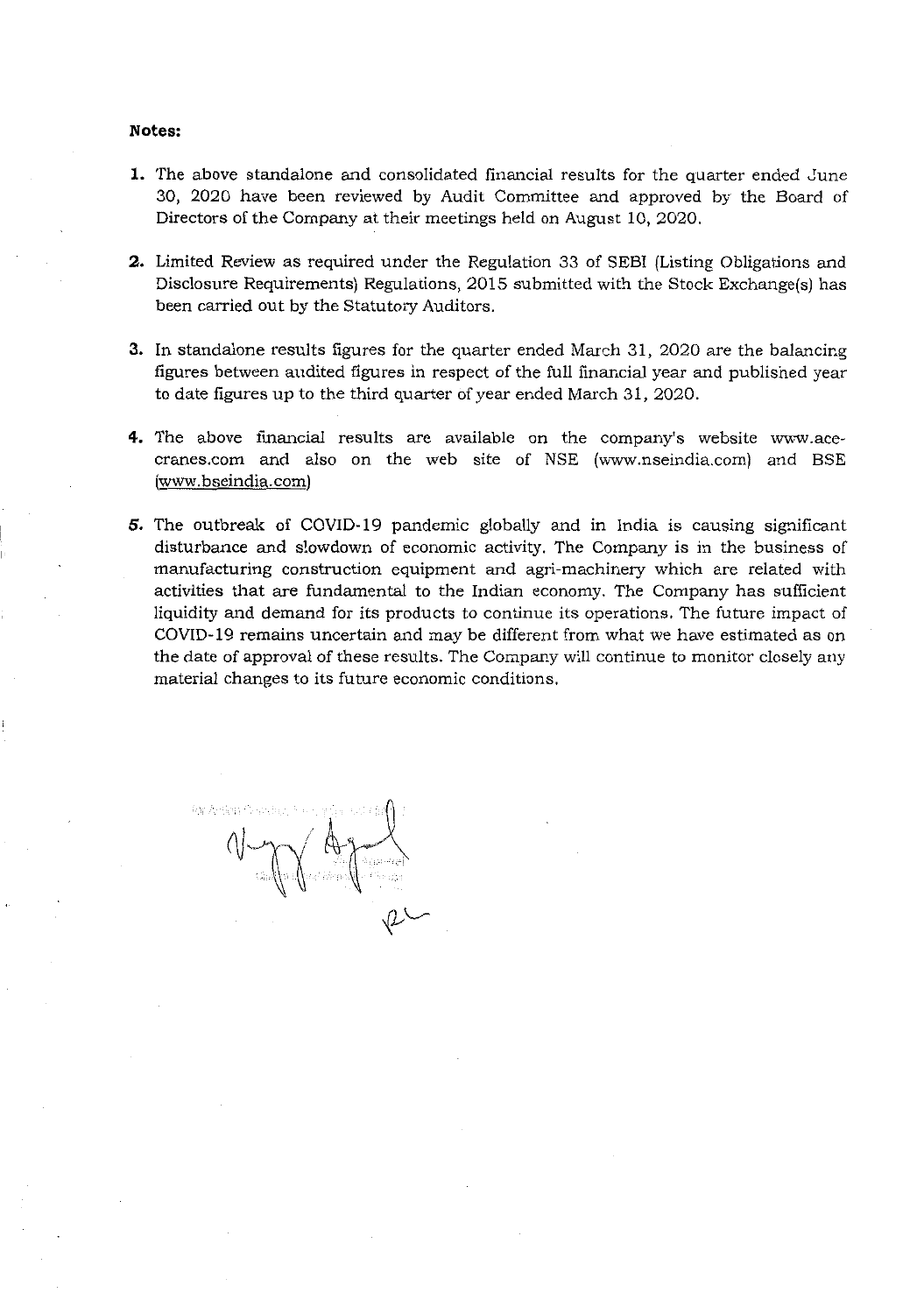**Notes:**

1. The above standalone and consolidated financial results for the quarter ended June 30, 2020 have been reviewed by Audit Committee and approved by the Board of Directors of the Company at their meetings held on August 10, 2020.

2. Limited Review as required under the Regulation 33 of SEBI (Listing Obligations and Disclosure Requirements) Regulations, 2015 submitted with the Stock Exchange(s) has been carried out by the Statutory Auditors.

3. In standalone results figures for the quarter ended March 31, 2020 are the balancing figures between audited figures in respect of the full financial year and published year to date figures up to the third quarter of year ended March 31, 2020.

4. The above financial results are available on the company's website www.ace-cranes.com and also on the web site of NSE (www.nseindia.com) and BSE (www.bseindia.com)

5. The outbreak of COVID-19 pandemic globally and in India is causing significant disturbance and slowdown of economic activity. The Company is in the business of manufacturing construction equipment and agri-machinery which are related with activities that are fundamental to the Indian economy. The Company has sufficient liquidity and demand for its products to continue its operations. The future impact of COVID-19 remains uncertain and may be different from what we have estimated as on the date of approval of these results. The Company will continue to monitor closely any material changes to its future economic conditions.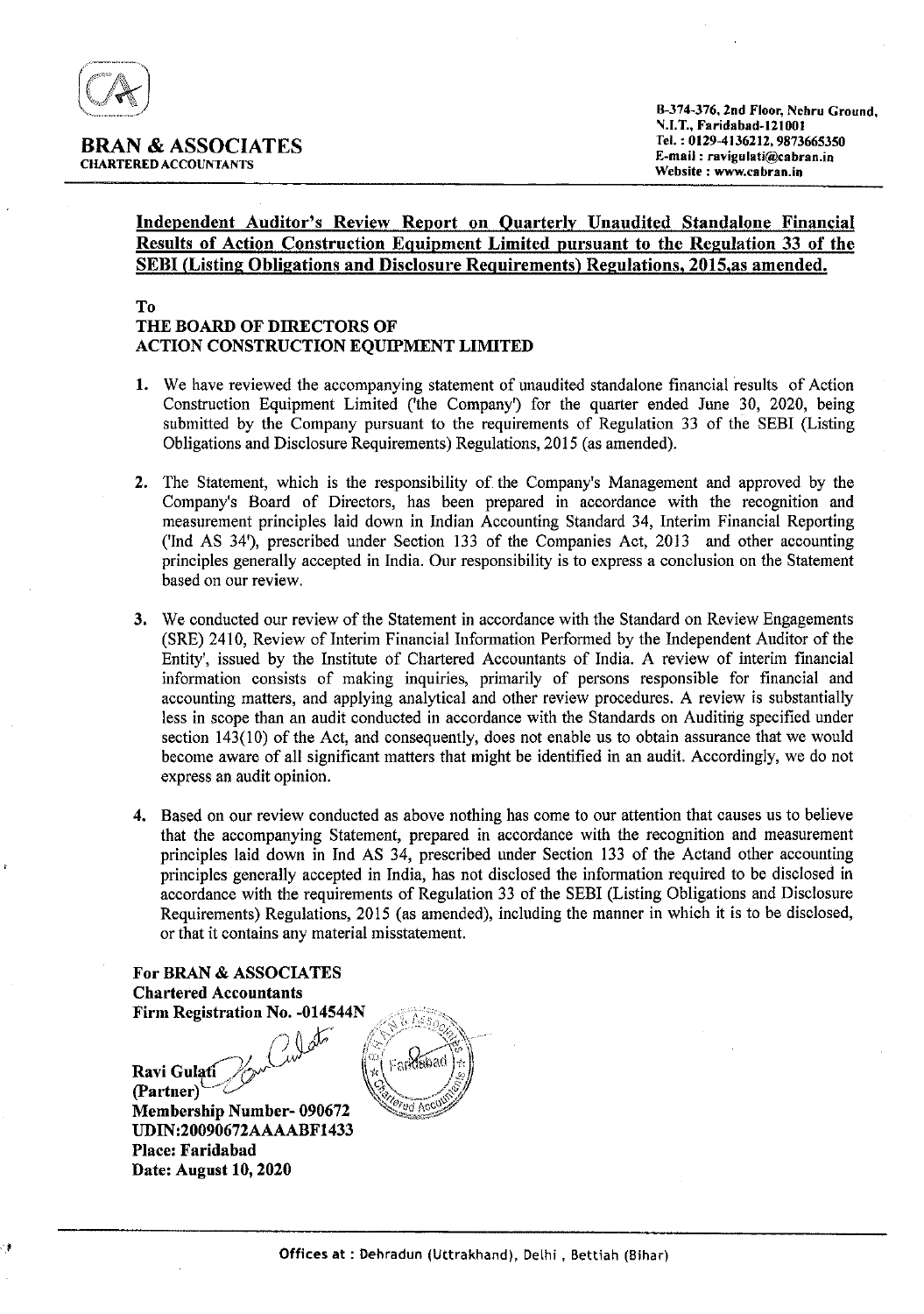**BRAN & ASSOCIATES**
CHARTERED ACCOUNTANTS

B-374-376, 2nd Floor, Nehru Ground,
N.I.T., Faridabad-121001
Tel. : 0129-4136212, 9873665350
E-mail : ravigulati@cabran.in
Website : www.cabran.in

## Independent Auditor's Review Report on Quarterly Unaudited Standalone Financial Results of Action Construction Equipment Limited pursuant to the Regulation 33 of the SEBI (Listing Obligations and Disclosure Requirements) Regulations, 2015,as amended.

**To**
**THE BOARD OF DIRECTORS OF**
**ACTION CONSTRUCTION EQUIPMENT LIMITED**

1. We have reviewed the accompanying statement of unaudited standalone financial results of Action Construction Equipment Limited ('the Company') for the quarter ended June 30, 2020, being submitted by the Company pursuant to the requirements of Regulation 33 of the SEBI (Listing Obligations and Disclosure Requirements) Regulations, 2015 (as amended).

2. The Statement, which is the responsibility of the Company's Management and approved by the Company's Board of Directors, has been prepared in accordance with the recognition and measurement principles laid down in Indian Accounting Standard 34, Interim Financial Reporting ('Ind AS 34'), prescribed under Section 133 of the Companies Act, 2013 and other accounting principles generally accepted in India. Our responsibility is to express a conclusion on the Statement based on our review.

3. We conducted our review of the Statement in accordance with the Standard on Review Engagements (SRE) 2410, Review of Interim Financial Information Performed by the Independent Auditor of the Entity', issued by the Institute of Chartered Accountants of India. A review of interim financial information consists of making inquiries, primarily of persons responsible for financial and accounting matters, and applying analytical and other review procedures. A review is substantially less in scope than an audit conducted in accordance with the Standards on Auditing specified under section 143(10) of the Act, and consequently, does not enable us to obtain assurance that we would become aware of all significant matters that might be identified in an audit. Accordingly, we do not express an audit opinion.

4. Based on our review conducted as above nothing has come to our attention that causes us to believe that the accompanying Statement, prepared in accordance with the recognition and measurement principles laid down in Ind AS 34, prescribed under Section 133 of the Actand other accounting principles generally accepted in India, has not disclosed the information required to be disclosed in accordance with the requirements of Regulation 33 of the SEBI (Listing Obligations and Disclosure Requirements) Regulations, 2015 (as amended), including the manner in which it is to be disclosed, or that it contains any material misstatement.

**For BRAN & ASSOCIATES**
**Chartered Accountants**
**Firm Registration No. -014544N**

**Ravi Gulati**
**(Partner)**
**Membership Number- 090672**
**UDIN:20090672AAAABF1433**
**Place: Faridabad**
**Date: August 10, 2020**

Offices at : Dehradun (Uttrakhand), Delhi , Bettiah (Bihar)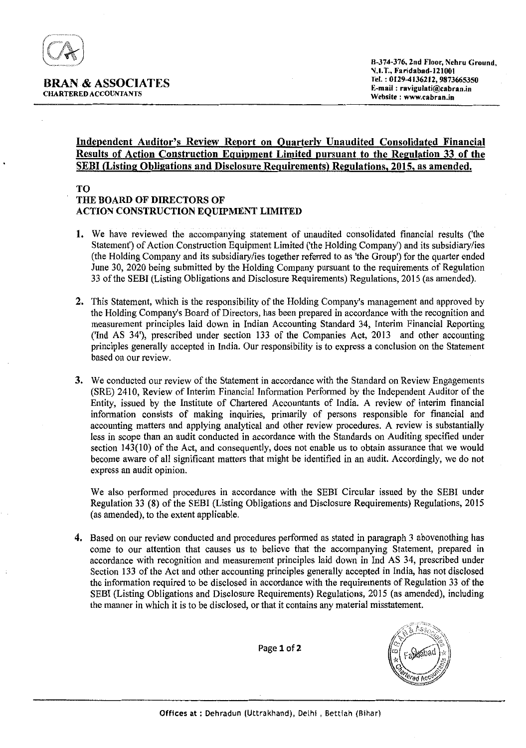**BRAN & ASSOCIATES**
CHARTERED ACCOUNTANTS

B-374-376, 2nd Floor, Nehru Ground,
N.I.T., Faridabad-121001
Tel. : 0129-4136212, 9873665350
E-mail : ravigulati@cabran.in
Website : www.cabran.in

## Independent Auditor's Review Report on Quarterly Unaudited Consolidated Financial Results of Action Construction Equipment Limited pursuant to the Regulation 33 of the SEBI (Listing Obligations and Disclosure Requirements) Regulations, 2015, as amended.

**TO**
**THE BOARD OF DIRECTORS OF**
**ACTION CONSTRUCTION EQUIPMENT LIMITED**

1. We have reviewed the accompanying statement of unaudited consolidated financial results ('the Statement') of Action Construction Equipment Limited ('the Holding Company') and its subsidiary/ies (the Holding Company and its subsidiary/ies together referred to as 'the Group') for the quarter ended June 30, 2020 being submitted by the Holding Company pursuant to the requirements of Regulation 33 of the SEBI (Listing Obligations and Disclosure Requirements) Regulations, 2015 (as amended).

2. This Statement, which is the responsibility of the Holding Company's management and approved by the Holding Company's Board of Directors, has been prepared in accordance with the recognition and measurement principles laid down in Indian Accounting Standard 34, Interim Financial Reporting ('Ind AS 34'), prescribed under section 133 of the Companies Act, 2013 and other accounting principles generally accepted in India. Our responsibility is to express a conclusion on the Statement based on our review.

3. We conducted our review of the Statement in accordance with the Standard on Review Engagements (SRE) 2410, Review of Interim Financial Information Performed by the Independent Auditor of the Entity, issued by the Institute of Chartered Accountants of India. A review of interim financial information consists of making inquiries, primarily of persons responsible for financial and accounting matters and applying analytical and other review procedures. A review is substantially less in scope than an audit conducted in accordance with the Standards on Auditing specified under section 143(10) of the Act, and consequently, does not enable us to obtain assurance that we would become aware of all significant matters that might be identified in an audit. Accordingly, we do not express an audit opinion.

   We also performed procedures in accordance with the SEBI Circular issued by the SEBI under Regulation 33 (8) of the SEBI (Listing Obligations and Disclosure Requirements) Regulations, 2015 (as amended), to the extent applicable.

4. Based on our review conducted and procedures performed as stated in paragraph 3 abovenothing has come to our attention that causes us to believe that the accompanying Statement, prepared in accordance with recognition and measurement principles laid down in Ind AS 34, prescribed under Section 133 of the Act and other accounting principles generally accepted in India, has not disclosed the information required to be disclosed in accordance with the requirements of Regulation 33 of the SEBI (Listing Obligations and Disclosure Requirements) Regulations, 2015 (as amended), including the manner in which it is to be disclosed, or that it contains any material misstatement.

Offices at : Dehradun (Uttrakhand), Delhi , Bettiah (Bihar)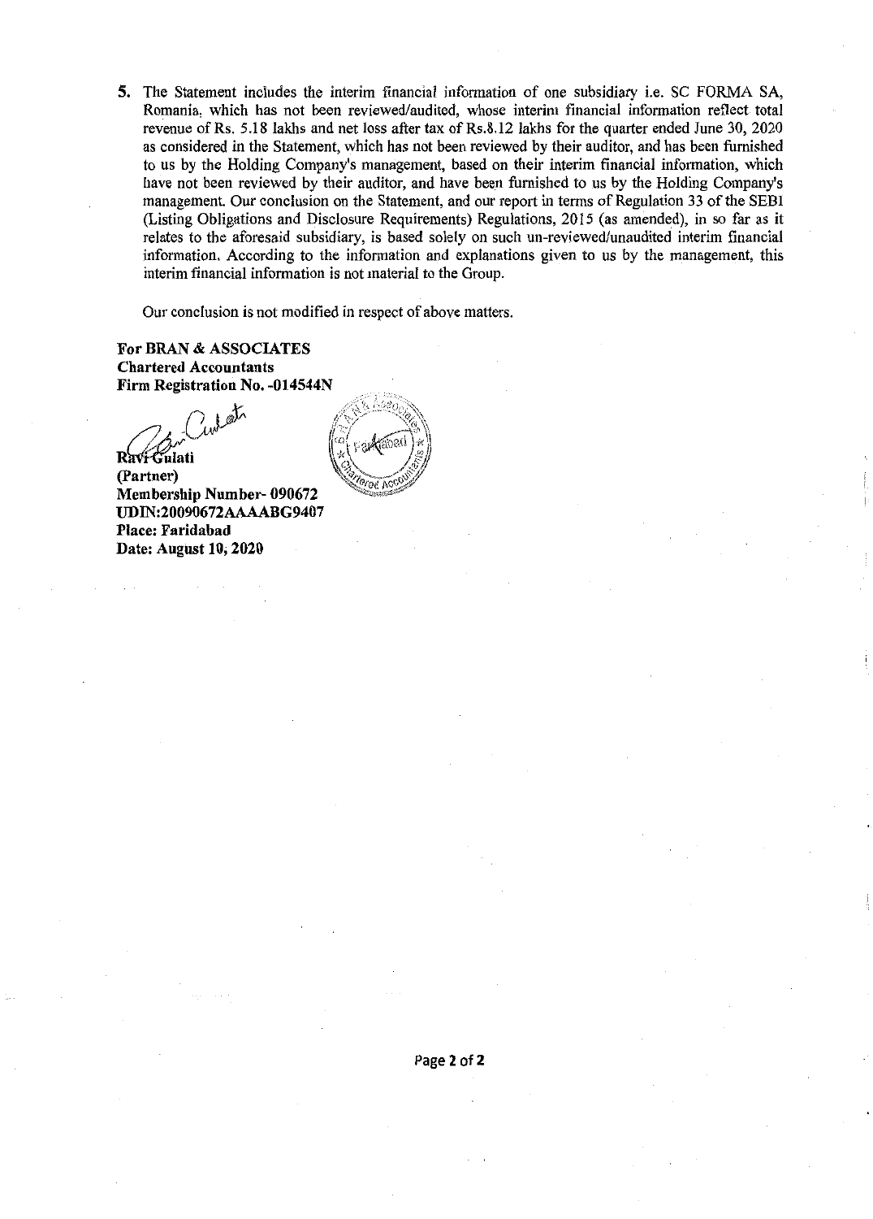5. The Statement includes the interim financial information of one subsidiary i.e. SC FORMA SA, Romania, which has not been reviewed/audited, whose interim financial information reflect total revenue of Rs. 5.18 lakhs and net loss after tax of Rs.8.12 lakhs for the quarter ended June 30, 2020 as considered in the Statement, which has not been reviewed by their auditor, and has been furnished to us by the Holding Company's management, based on their interim financial information, which have not been reviewed by their auditor, and have been furnished to us by the Holding Company's management. Our conclusion on the Statement, and our report in terms of Regulation 33 of the SEBI (Listing Obligations and Disclosure Requirements) Regulations, 2015 (as amended), in so far as it relates to the aforesaid subsidiary, is based solely on such un-reviewed/unaudited interim financial information. According to the information and explanations given to us by the management, this interim financial information is not material to the Group.

Our conclusion is not modified in respect of above matters.

**For BRAN & ASSOCIATES**
**Chartered Accountants**
**Firm Registration No. -014544N**

**Ravi Gulati**
**(Partner)**
**Membership Number- 090672**
**UDIN:20090672AAAABG9407**
**Place: Faridabad**
**Date: August 10, 2020**